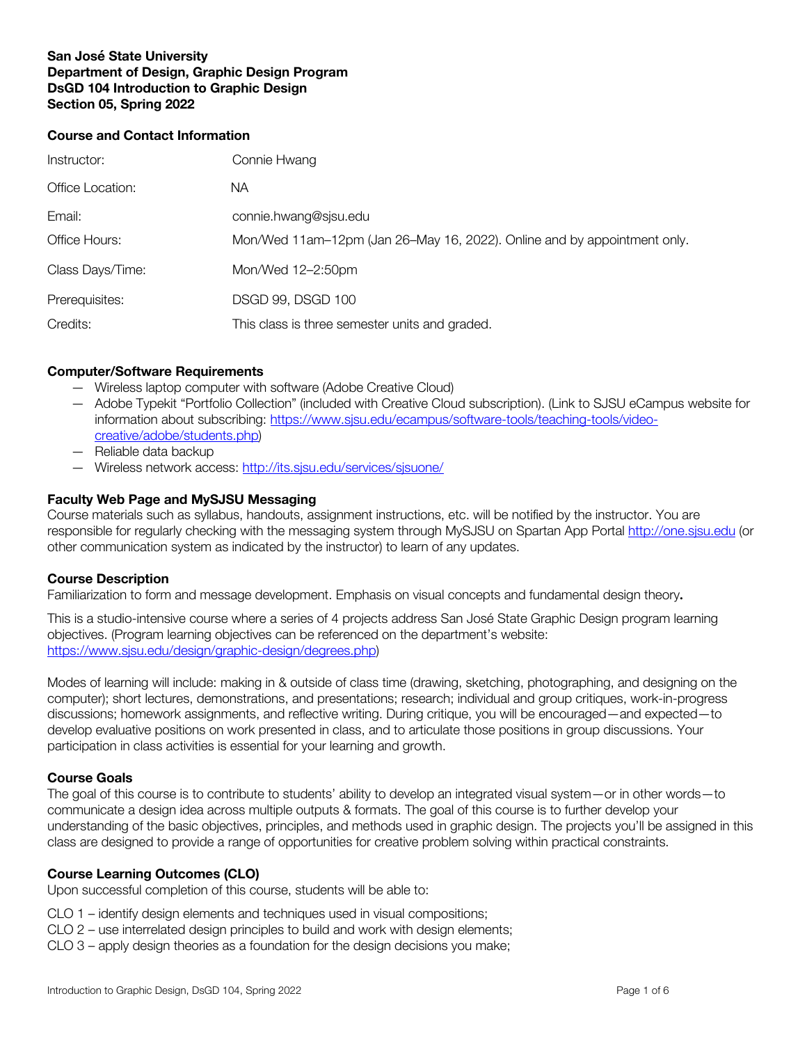**San José State University**
**Department of Design, Graphic Design Program**
**DsGD 104 Introduction to Graphic Design**
**Section 05, Spring 2022**

## Course and Contact Information

| | |
|---|---|
| Instructor: | Connie Hwang |
| Office Location: | NA |
| Email: | connie.hwang@sjsu.edu |
| Office Hours: | Mon/Wed 11am–12pm (Jan 26–May 16, 2022). Online and by appointment only. |
| Class Days/Time: | Mon/Wed 12–2:50pm |
| Prerequisites: | DSGD 99, DSGD 100 |
| Credits: | This class is three semester units and graded. |

## Computer/Software Requirements

- Wireless laptop computer with software (Adobe Creative Cloud)
- Adobe Typekit "Portfolio Collection" (included with Creative Cloud subscription). (Link to SJSU eCampus website for information about subscribing: [https://www.sjsu.edu/ecampus/software-tools/teaching-tools/video-creative/adobe/students.php](https://www.sjsu.edu/ecampus/software-tools/teaching-tools/video-creative/adobe/students.php))
- Reliable data backup
- Wireless network access: [http://its.sjsu.edu/services/sjsuone/](http://its.sjsu.edu/services/sjsuone/)

## Faculty Web Page and MySJSU Messaging

Course materials such as syllabus, handouts, assignment instructions, etc. will be notified by the instructor. You are responsible for regularly checking with the messaging system through MySJSU on Spartan App Portal [http://one.sjsu.edu](http://one.sjsu.edu) (or other communication system as indicated by the instructor) to learn of any updates.

## Course Description

Familiarization to form and message development. Emphasis on visual concepts and fundamental design theory**.**

This is a studio-intensive course where a series of 4 projects address San José State Graphic Design program learning objectives. (Program learning objectives can be referenced on the department's website: [https://www.sjsu.edu/design/graphic-design/degrees.php](https://www.sjsu.edu/design/graphic-design/degrees.php))

Modes of learning will include: making in & outside of class time (drawing, sketching, photographing, and designing on the computer); short lectures, demonstrations, and presentations; research; individual and group critiques, work-in-progress discussions; homework assignments, and reflective writing. During critique, you will be encouraged—and expected—to develop evaluative positions on work presented in class, and to articulate those positions in group discussions. Your participation in class activities is essential for your learning and growth.

## Course Goals

The goal of this course is to contribute to students' ability to develop an integrated visual system—or in other words—to communicate a design idea across multiple outputs & formats. The goal of this course is to further develop your understanding of the basic objectives, principles, and methods used in graphic design. The projects you'll be assigned in this class are designed to provide a range of opportunities for creative problem solving within practical constraints.

## Course Learning Outcomes (CLO)

Upon successful completion of this course, students will be able to:

CLO 1 – identify design elements and techniques used in visual compositions;
CLO 2 – use interrelated design principles to build and work with design elements;
CLO 3 – apply design theories as a foundation for the design decisions you make;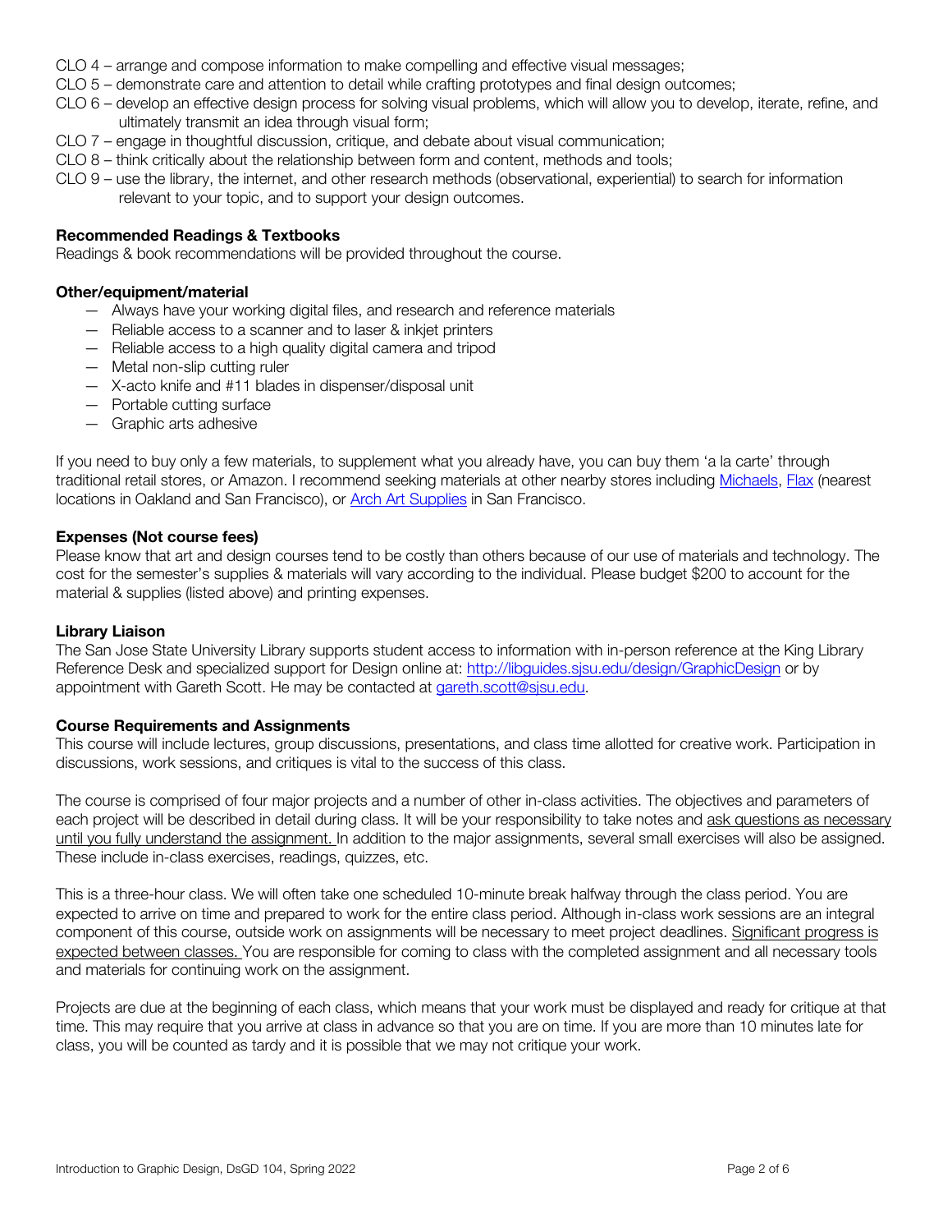CLO 4 – arrange and compose information to make compelling and effective visual messages;
CLO 5 – demonstrate care and attention to detail while crafting prototypes and final design outcomes;
CLO 6 – develop an effective design process for solving visual problems, which will allow you to develop, iterate, refine, and ultimately transmit an idea through visual form;
CLO 7 – engage in thoughtful discussion, critique, and debate about visual communication;
CLO 8 – think critically about the relationship between form and content, methods and tools;
CLO 9 – use the library, the internet, and other research methods (observational, experiential) to search for information relevant to your topic, and to support your design outcomes.

### Recommended Readings & Textbooks

Readings & book recommendations will be provided throughout the course.

### Other/equipment/material

- Always have your working digital files, and research and reference materials
- Reliable access to a scanner and to laser & inkjet printers
- Reliable access to a high quality digital camera and tripod
- Metal non-slip cutting ruler
- X-acto knife and #11 blades in dispenser/disposal unit
- Portable cutting surface
- Graphic arts adhesive

If you need to buy only a few materials, to supplement what you already have, you can buy them 'a la carte' through traditional retail stores, or Amazon. I recommend seeking materials at other nearby stores including Michaels, Flax (nearest locations in Oakland and San Francisco), or Arch Art Supplies in San Francisco.

### Expenses (Not course fees)

Please know that art and design courses tend to be costly than others because of our use of materials and technology. The cost for the semester's supplies & materials will vary according to the individual. Please budget $200 to account for the material & supplies (listed above) and printing expenses.

### Library Liaison

The San Jose State University Library supports student access to information with in-person reference at the King Library Reference Desk and specialized support for Design online at: http://libguides.sjsu.edu/design/GraphicDesign or by appointment with Gareth Scott. He may be contacted at gareth.scott@sjsu.edu.

### Course Requirements and Assignments

This course will include lectures, group discussions, presentations, and class time allotted for creative work. Participation in discussions, work sessions, and critiques is vital to the success of this class.

The course is comprised of four major projects and a number of other in-class activities. The objectives and parameters of each project will be described in detail during class. It will be your responsibility to take notes and ask questions as necessary until you fully understand the assignment. In addition to the major assignments, several small exercises will also be assigned. These include in-class exercises, readings, quizzes, etc.

This is a three-hour class. We will often take one scheduled 10-minute break halfway through the class period. You are expected to arrive on time and prepared to work for the entire class period. Although in-class work sessions are an integral component of this course, outside work on assignments will be necessary to meet project deadlines. Significant progress is expected between classes. You are responsible for coming to class with the completed assignment and all necessary tools and materials for continuing work on the assignment.

Projects are due at the beginning of each class, which means that your work must be displayed and ready for critique at that time. This may require that you arrive at class in advance so that you are on time. If you are more than 10 minutes late for class, you will be counted as tardy and it is possible that we may not critique your work.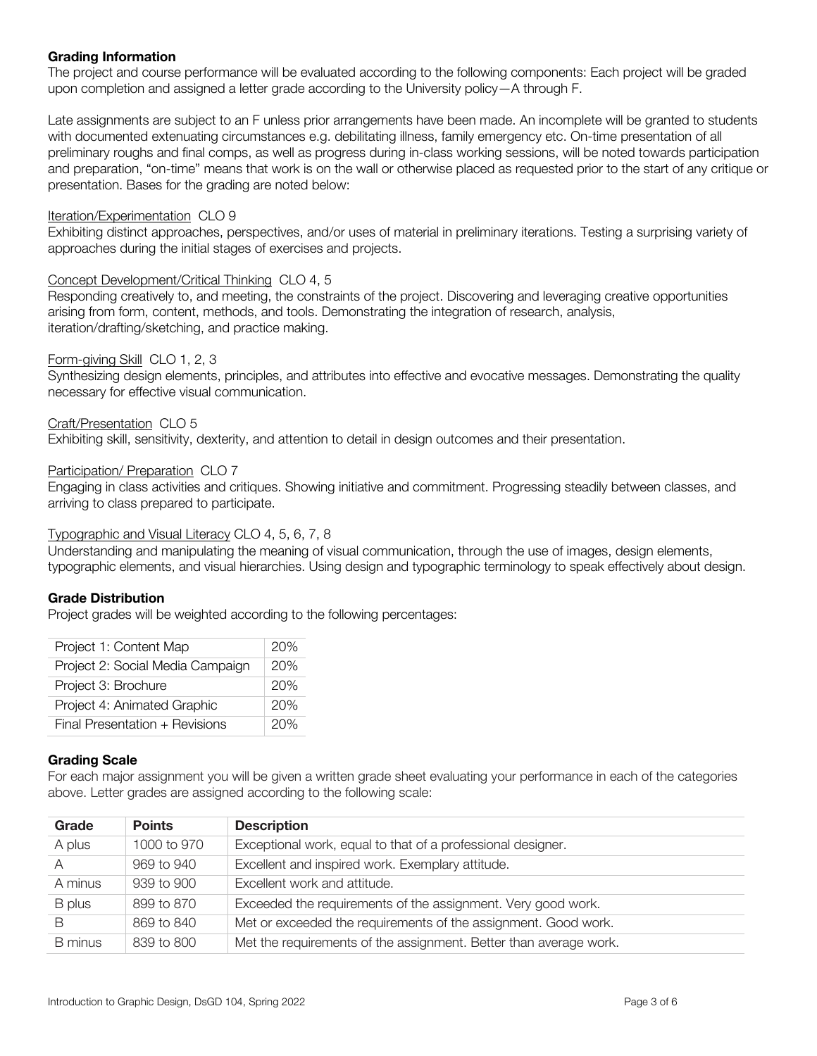### Grading Information

The project and course performance will be evaluated according to the following components: Each project will be graded upon completion and assigned a letter grade according to the University policy—A through F.

Late assignments are subject to an F unless prior arrangements have been made. An incomplete will be granted to students with documented extenuating circumstances e.g. debilitating illness, family emergency etc. On-time presentation of all preliminary roughs and final comps, as well as progress during in-class working sessions, will be noted towards participation and preparation, "on-time" means that work is on the wall or otherwise placed as requested prior to the start of any critique or presentation. Bases for the grading are noted below:

Iteration/Experimentation CLO 9
Exhibiting distinct approaches, perspectives, and/or uses of material in preliminary iterations. Testing a surprising variety of approaches during the initial stages of exercises and projects.

Concept Development/Critical Thinking CLO 4, 5
Responding creatively to, and meeting, the constraints of the project. Discovering and leveraging creative opportunities arising from form, content, methods, and tools. Demonstrating the integration of research, analysis, iteration/drafting/sketching, and practice making.

Form-giving Skill CLO 1, 2, 3
Synthesizing design elements, principles, and attributes into effective and evocative messages. Demonstrating the quality necessary for effective visual communication.

Craft/Presentation CLO 5
Exhibiting skill, sensitivity, dexterity, and attention to detail in design outcomes and their presentation.

Participation/ Preparation CLO 7
Engaging in class activities and critiques. Showing initiative and commitment. Progressing steadily between classes, and arriving to class prepared to participate.

Typographic and Visual Literacy CLO 4, 5, 6, 7, 8
Understanding and manipulating the meaning of visual communication, through the use of images, design elements, typographic elements, and visual hierarchies. Using design and typographic terminology to speak effectively about design.

### Grade Distribution

Project grades will be weighted according to the following percentages:

| | |
|---|---|
| Project 1: Content Map | 20% |
| Project 2: Social Media Campaign | 20% |
| Project 3: Brochure | 20% |
| Project 4: Animated Graphic | 20% |
| Final Presentation + Revisions | 20% |

### Grading Scale

For each major assignment you will be given a written grade sheet evaluating your performance in each of the categories above. Letter grades are assigned according to the following scale:

| Grade | Points | Description |
|---|---|---|
| A plus | 1000 to 970 | Exceptional work, equal to that of a professional designer. |
| A | 969 to 940 | Excellent and inspired work. Exemplary attitude. |
| A minus | 939 to 900 | Excellent work and attitude. |
| B plus | 899 to 870 | Exceeded the requirements of the assignment. Very good work. |
| B | 869 to 840 | Met or exceeded the requirements of the assignment. Good work. |
| B minus | 839 to 800 | Met the requirements of the assignment. Better than average work. |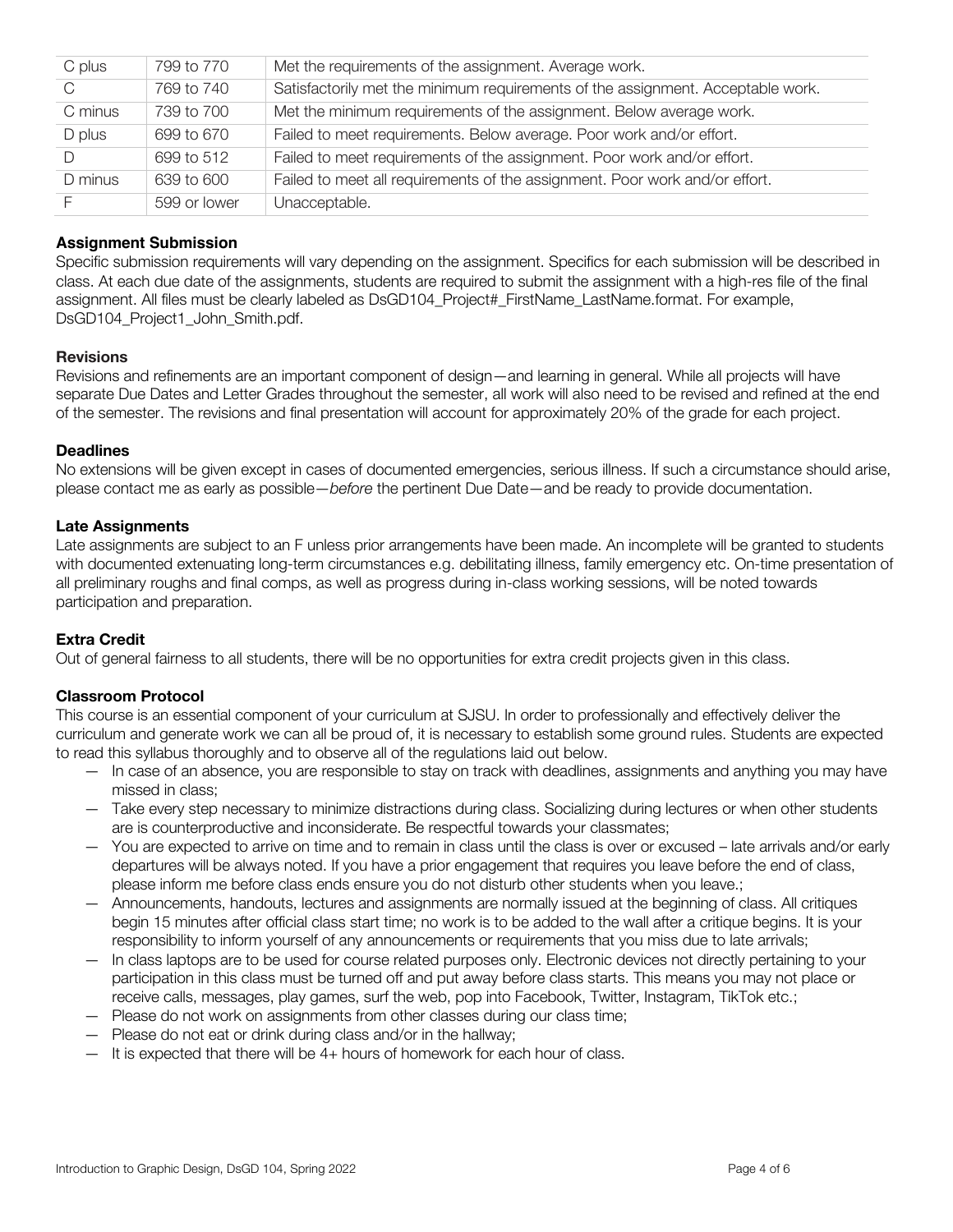| C plus | 799 to 770 | Met the requirements of the assignment. Average work. |
|---|---|---|
| C | 769 to 740 | Satisfactorily met the minimum requirements of the assignment. Acceptable work. |
| C minus | 739 to 700 | Met the minimum requirements of the assignment. Below average work. |
| D plus | 699 to 670 | Failed to meet requirements. Below average. Poor work and/or effort. |
| D | 699 to 512 | Failed to meet requirements of the assignment. Poor work and/or effort. |
| D minus | 639 to 600 | Failed to meet all requirements of the assignment. Poor work and/or effort. |
| F | 599 or lower | Unacceptable. |

**Assignment Submission**

Specific submission requirements will vary depending on the assignment. Specifics for each submission will be described in class. At each due date of the assignments, students are required to submit the assignment with a high-res file of the final assignment. All files must be clearly labeled as DsGD104_Project#_FirstName_LastName.format. For example, DsGD104_Project1_John_Smith.pdf.

**Revisions**

Revisions and refinements are an important component of design—and learning in general. While all projects will have separate Due Dates and Letter Grades throughout the semester, all work will also need to be revised and refined at the end of the semester. The revisions and final presentation will account for approximately 20% of the grade for each project.

**Deadlines**

No extensions will be given except in cases of documented emergencies, serious illness. If such a circumstance should arise, please contact me as early as possible—*before* the pertinent Due Date—and be ready to provide documentation.

**Late Assignments**

Late assignments are subject to an F unless prior arrangements have been made. An incomplete will be granted to students with documented extenuating long-term circumstances e.g. debilitating illness, family emergency etc. On-time presentation of all preliminary roughs and final comps, as well as progress during in-class working sessions, will be noted towards participation and preparation.

**Extra Credit**

Out of general fairness to all students, there will be no opportunities for extra credit projects given in this class.

**Classroom Protocol**

This course is an essential component of your curriculum at SJSU. In order to professionally and effectively deliver the curriculum and generate work we can all be proud of, it is necessary to establish some ground rules. Students are expected to read this syllabus thoroughly and to observe all of the regulations laid out below.

- In case of an absence, you are responsible to stay on track with deadlines, assignments and anything you may have missed in class;
- Take every step necessary to minimize distractions during class. Socializing during lectures or when other students are is counterproductive and inconsiderate. Be respectful towards your classmates;
- You are expected to arrive on time and to remain in class until the class is over or excused – late arrivals and/or early departures will be always noted. If you have a prior engagement that requires you leave before the end of class, please inform me before class ends ensure you do not disturb other students when you leave.;
- Announcements, handouts, lectures and assignments are normally issued at the beginning of class. All critiques begin 15 minutes after official class start time; no work is to be added to the wall after a critique begins. It is your responsibility to inform yourself of any announcements or requirements that you miss due to late arrivals;
- In class laptops are to be used for course related purposes only. Electronic devices not directly pertaining to your participation in this class must be turned off and put away before class starts. This means you may not place or receive calls, messages, play games, surf the web, pop into Facebook, Twitter, Instagram, TikTok etc.;
- Please do not work on assignments from other classes during our class time;
- Please do not eat or drink during class and/or in the hallway;
- It is expected that there will be 4+ hours of homework for each hour of class.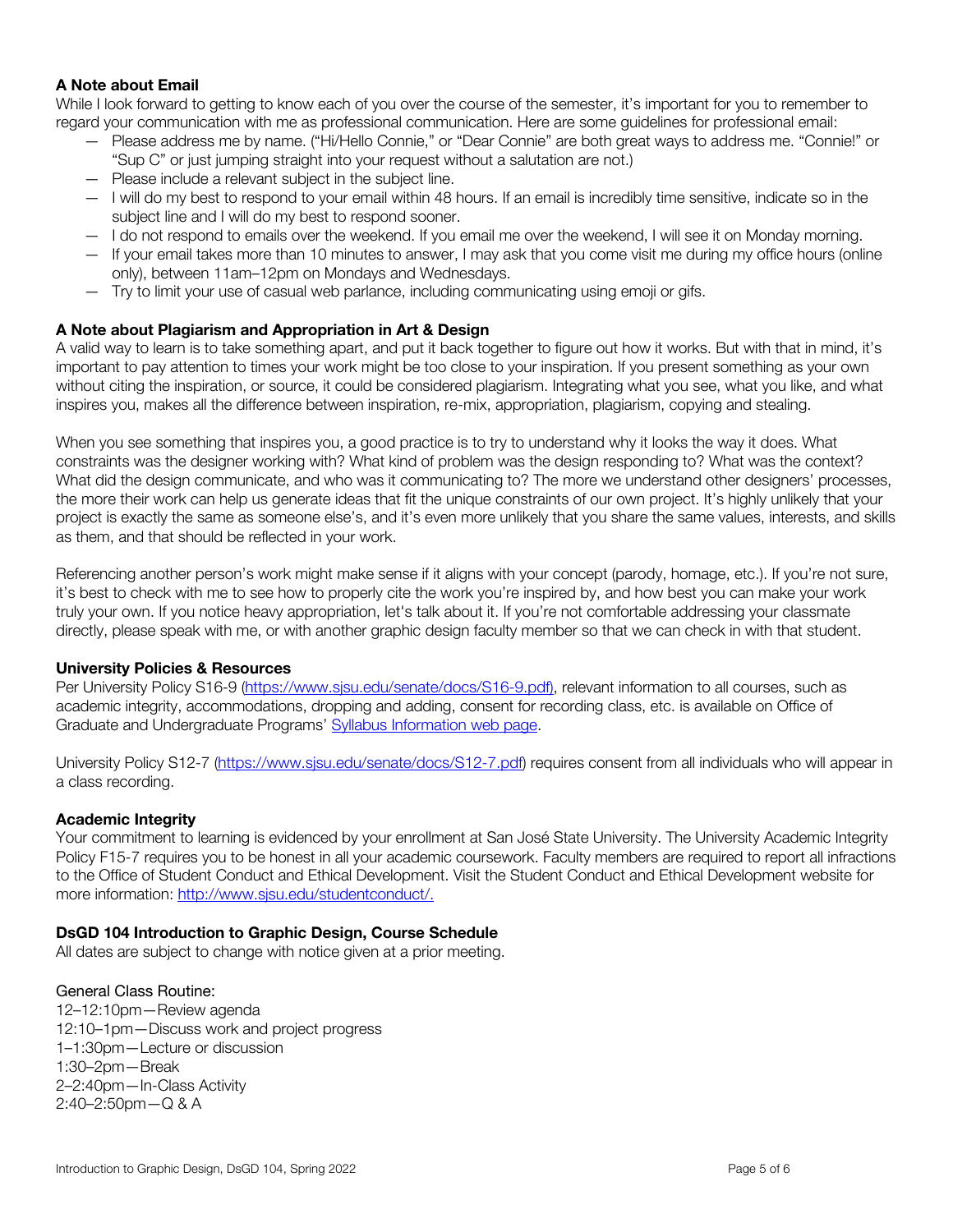### A Note about Email

While I look forward to getting to know each of you over the course of the semester, it's important for you to remember to regard your communication with me as professional communication. Here are some guidelines for professional email:

- Please address me by name. ("Hi/Hello Connie," or "Dear Connie" are both great ways to address me. "Connie!" or "Sup C" or just jumping straight into your request without a salutation are not.)
- Please include a relevant subject in the subject line.
- I will do my best to respond to your email within 48 hours. If an email is incredibly time sensitive, indicate so in the subject line and I will do my best to respond sooner.
- I do not respond to emails over the weekend. If you email me over the weekend, I will see it on Monday morning.
- If your email takes more than 10 minutes to answer, I may ask that you come visit me during my office hours (online only), between 11am–12pm on Mondays and Wednesdays.
- Try to limit your use of casual web parlance, including communicating using emoji or gifs.

### A Note about Plagiarism and Appropriation in Art & Design

A valid way to learn is to take something apart, and put it back together to figure out how it works. But with that in mind, it's important to pay attention to times your work might be too close to your inspiration. If you present something as your own without citing the inspiration, or source, it could be considered plagiarism. Integrating what you see, what you like, and what inspires you, makes all the difference between inspiration, re-mix, appropriation, plagiarism, copying and stealing.

When you see something that inspires you, a good practice is to try to understand why it looks the way it does. What constraints was the designer working with? What kind of problem was the design responding to? What was the context? What did the design communicate, and who was it communicating to? The more we understand other designers' processes, the more their work can help us generate ideas that fit the unique constraints of our own project. It's highly unlikely that your project is exactly the same as someone else's, and it's even more unlikely that you share the same values, interests, and skills as them, and that should be reflected in your work.

Referencing another person's work might make sense if it aligns with your concept (parody, homage, etc.). If you're not sure, it's best to check with me to see how to properly cite the work you're inspired by, and how best you can make your work truly your own. If you notice heavy appropriation, let's talk about it. If you're not comfortable addressing your classmate directly, please speak with me, or with another graphic design faculty member so that we can check in with that student.

### University Policies & Resources

Per University Policy S16-9 (https://www.sjsu.edu/senate/docs/S16-9.pdf), relevant information to all courses, such as academic integrity, accommodations, dropping and adding, consent for recording class, etc. is available on Office of Graduate and Undergraduate Programs' Syllabus Information web page.

University Policy S12-7 (https://www.sjsu.edu/senate/docs/S12-7.pdf) requires consent from all individuals who will appear in a class recording.

### Academic Integrity

Your commitment to learning is evidenced by your enrollment at San José State University. The University Academic Integrity Policy F15-7 requires you to be honest in all your academic coursework. Faculty members are required to report all infractions to the Office of Student Conduct and Ethical Development. Visit the Student Conduct and Ethical Development website for more information: http://www.sjsu.edu/studentconduct/.

### DsGD 104 Introduction to Graphic Design, Course Schedule

All dates are subject to change with notice given at a prior meeting.

General Class Routine:
12–12:10pm—Review agenda
12:10–1pm—Discuss work and project progress
1–1:30pm—Lecture or discussion
1:30–2pm—Break
2–2:40pm—In-Class Activity
2:40–2:50pm—Q & A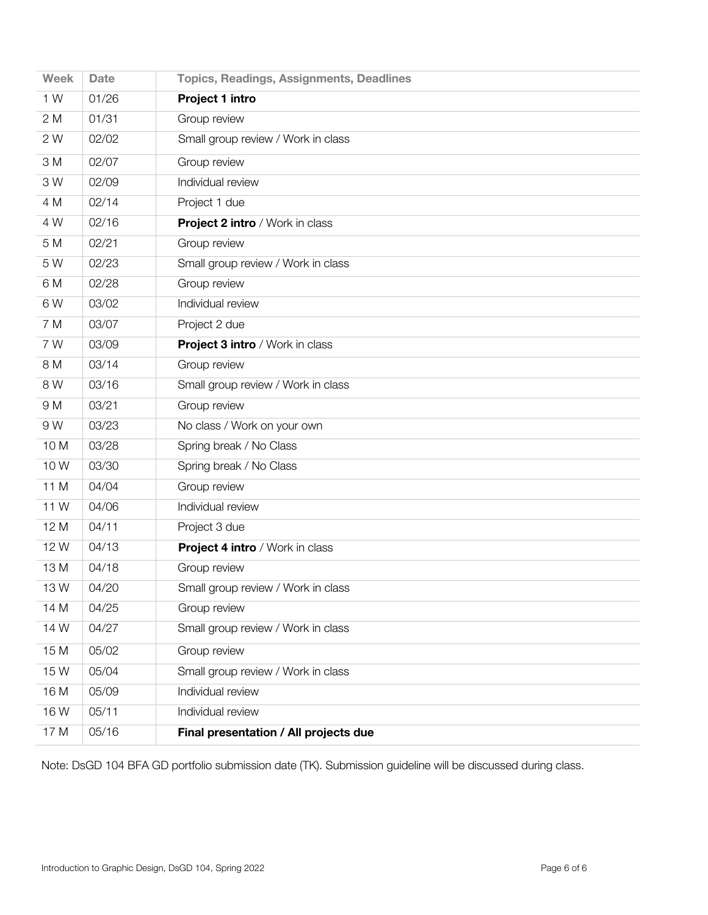| Week | Date | Topics, Readings, Assignments, Deadlines |
| --- | --- | --- |
| 1 W | 01/26 | **Project 1 intro** |
| 2 M | 01/31 | Group review |
| 2 W | 02/02 | Small group review / Work in class |
| 3 M | 02/07 | Group review |
| 3 W | 02/09 | Individual review |
| 4 M | 02/14 | Project 1 due |
| 4 W | 02/16 | **Project 2 intro** / Work in class |
| 5 M | 02/21 | Group review |
| 5 W | 02/23 | Small group review / Work in class |
| 6 M | 02/28 | Group review |
| 6 W | 03/02 | Individual review |
| 7 M | 03/07 | Project 2 due |
| 7 W | 03/09 | **Project 3 intro** / Work in class |
| 8 M | 03/14 | Group review |
| 8 W | 03/16 | Small group review / Work in class |
| 9 M | 03/21 | Group review |
| 9 W | 03/23 | No class / Work on your own |
| 10 M | 03/28 | Spring break / No Class |
| 10 W | 03/30 | Spring break / No Class |
| 11 M | 04/04 | Group review |
| 11 W | 04/06 | Individual review |
| 12 M | 04/11 | Project 3 due |
| 12 W | 04/13 | **Project 4 intro** / Work in class |
| 13 M | 04/18 | Group review |
| 13 W | 04/20 | Small group review / Work in class |
| 14 M | 04/25 | Group review |
| 14 W | 04/27 | Small group review / Work in class |
| 15 M | 05/02 | Group review |
| 15 W | 05/04 | Small group review / Work in class |
| 16 M | 05/09 | Individual review |
| 16 W | 05/11 | Individual review |
| 17 M | 05/16 | **Final presentation / All projects due** |

Note: DsGD 104 BFA GD portfolio submission date (TK). Submission guideline will be discussed during class.